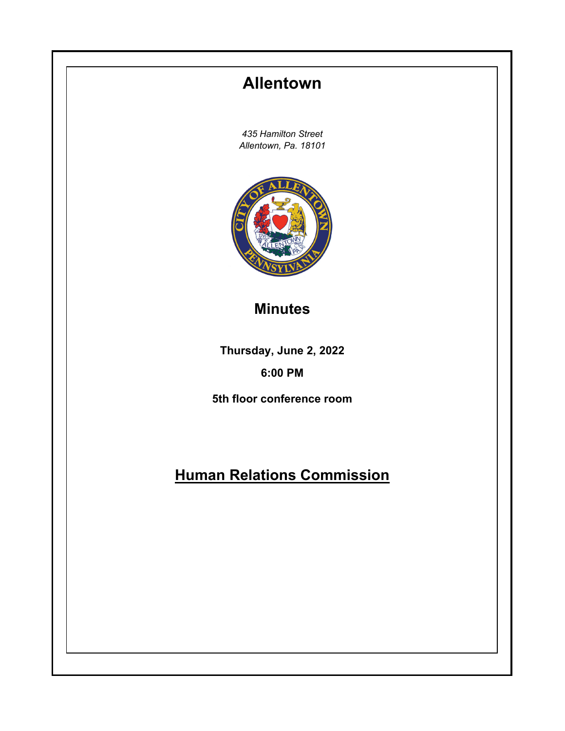# Allentown

*435 Hamilton Street*
*Allentown, Pa. 18101*

## Minutes

**Thursday, June 2, 2022**

**6:00 PM**

**5th floor conference room**

## Human Relations Commission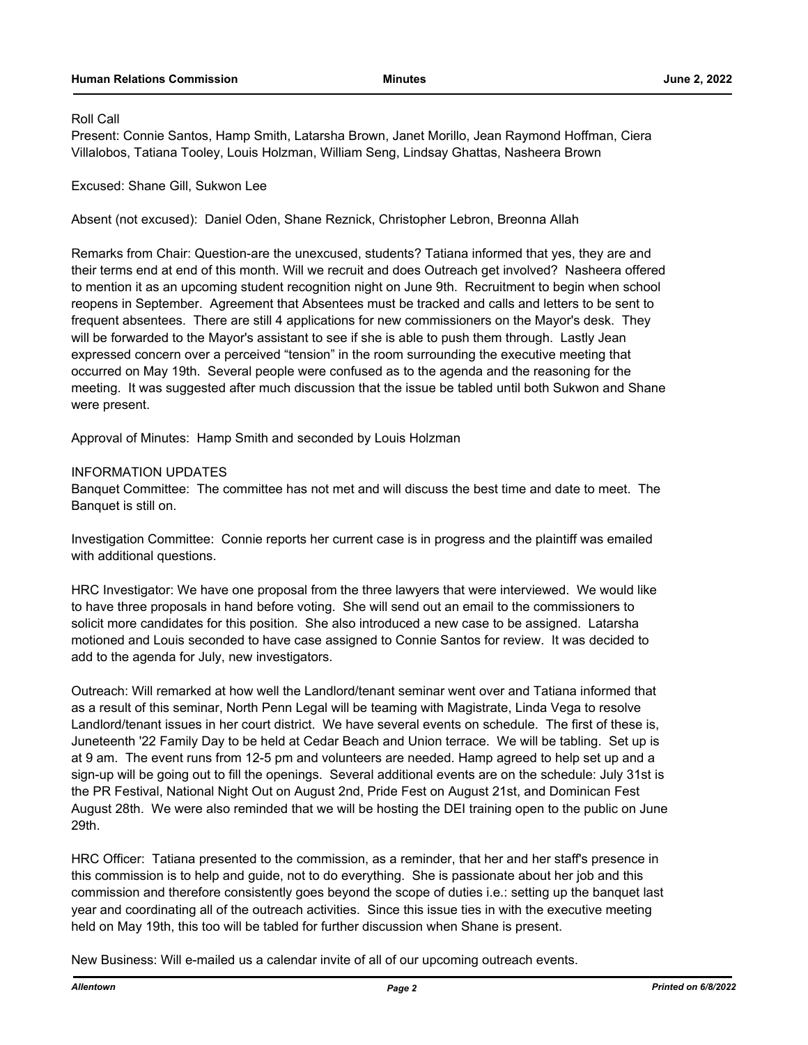Roll Call

Present: Connie Santos, Hamp Smith, Latarsha Brown, Janet Morillo, Jean Raymond Hoffman, Ciera Villalobos, Tatiana Tooley, Louis Holzman, William Seng, Lindsay Ghattas, Nasheera Brown

Excused: Shane Gill, Sukwon Lee

Absent (not excused): Daniel Oden, Shane Reznick, Christopher Lebron, Breonna Allah

Remarks from Chair: Question-are the unexcused, students? Tatiana informed that yes, they are and their terms end at end of this month. Will we recruit and does Outreach get involved? Nasheera offered to mention it as an upcoming student recognition night on June 9th. Recruitment to begin when school reopens in September. Agreement that Absentees must be tracked and calls and letters to be sent to frequent absentees. There are still 4 applications for new commissioners on the Mayor's desk. They will be forwarded to the Mayor's assistant to see if she is able to push them through. Lastly Jean expressed concern over a perceived "tension" in the room surrounding the executive meeting that occurred on May 19th. Several people were confused as to the agenda and the reasoning for the meeting. It was suggested after much discussion that the issue be tabled until both Sukwon and Shane were present.

Approval of Minutes: Hamp Smith and seconded by Louis Holzman

INFORMATION UPDATES

Banquet Committee: The committee has not met and will discuss the best time and date to meet. The Banquet is still on.

Investigation Committee: Connie reports her current case is in progress and the plaintiff was emailed with additional questions.

HRC Investigator: We have one proposal from the three lawyers that were interviewed. We would like to have three proposals in hand before voting. She will send out an email to the commissioners to solicit more candidates for this position. She also introduced a new case to be assigned. Latarsha motioned and Louis seconded to have case assigned to Connie Santos for review. It was decided to add to the agenda for July, new investigators.

Outreach: Will remarked at how well the Landlord/tenant seminar went over and Tatiana informed that as a result of this seminar, North Penn Legal will be teaming with Magistrate, Linda Vega to resolve Landlord/tenant issues in her court district. We have several events on schedule. The first of these is, Juneteenth '22 Family Day to be held at Cedar Beach and Union terrace. We will be tabling. Set up is at 9 am. The event runs from 12-5 pm and volunteers are needed. Hamp agreed to help set up and a sign-up will be going out to fill the openings. Several additional events are on the schedule: July 31st is the PR Festival, National Night Out on August 2nd, Pride Fest on August 21st, and Dominican Fest August 28th. We were also reminded that we will be hosting the DEI training open to the public on June 29th.

HRC Officer: Tatiana presented to the commission, as a reminder, that her and her staff's presence in this commission is to help and guide, not to do everything. She is passionate about her job and this commission and therefore consistently goes beyond the scope of duties i.e.: setting up the banquet last year and coordinating all of the outreach activities. Since this issue ties in with the executive meeting held on May 19th, this too will be tabled for further discussion when Shane is present.

New Business: Will e-mailed us a calendar invite of all of our upcoming outreach events.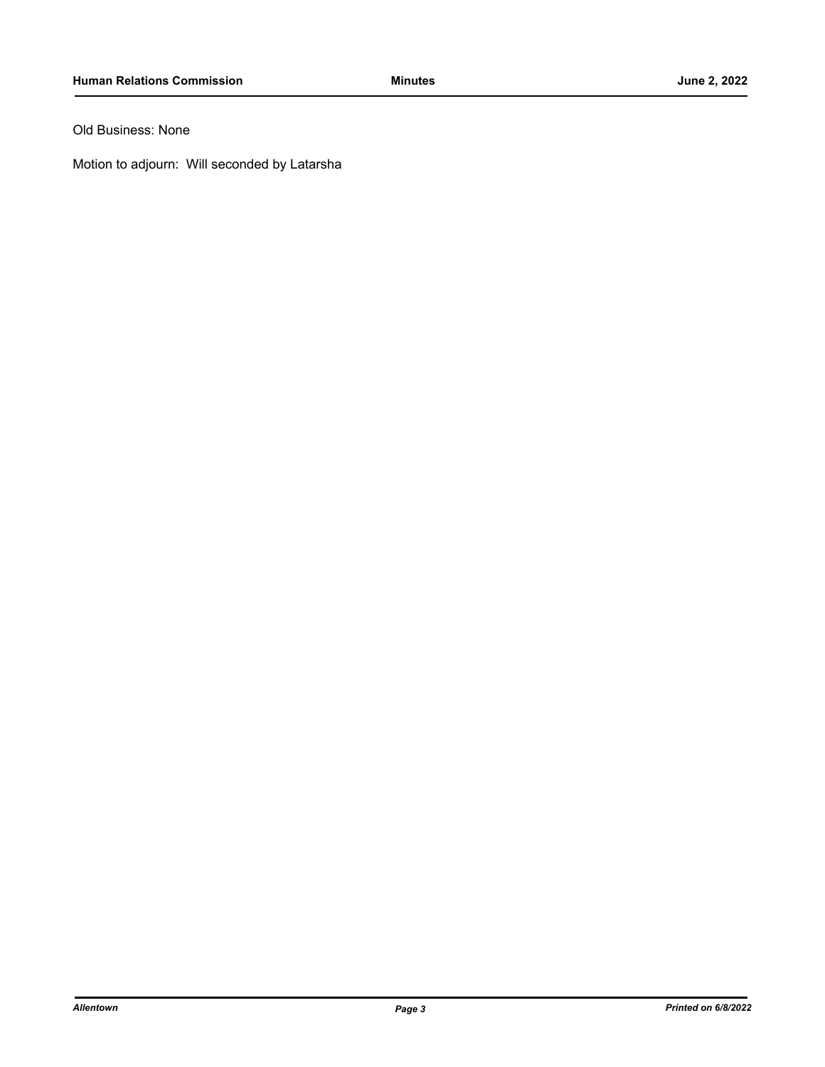Old Business: None

Motion to adjourn:  Will seconded by Latarsha